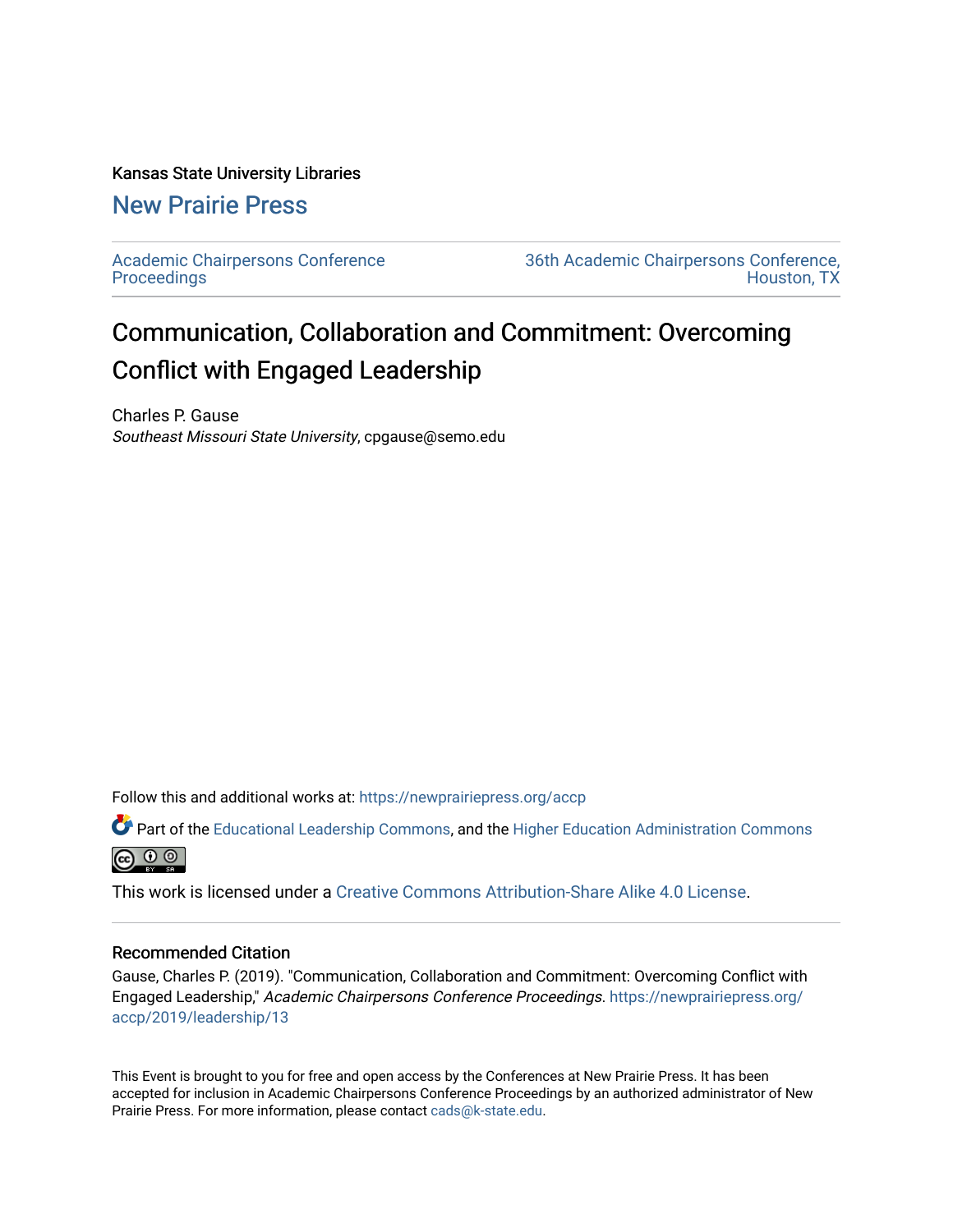Kansas State University Libraries

New Prairie Press

Academic Chairpersons Conference Proceedings

36th Academic Chairpersons Conference, Houston, TX

# Communication, Collaboration and Commitment: Overcoming Conflict with Engaged Leadership

Charles P. Gause
*Southeast Missouri State University*, cpgause@semo.edu

Follow this and additional works at: https://newprairiepress.org/accp

Part of the Educational Leadership Commons, and the Higher Education Administration Commons

This work is licensed under a Creative Commons Attribution-Share Alike 4.0 License.

## Recommended Citation

Gause, Charles P. (2019). "Communication, Collaboration and Commitment: Overcoming Conflict with Engaged Leadership," *Academic Chairpersons Conference Proceedings*. https://newprairiepress.org/accp/2019/leadership/13

This Event is brought to you for free and open access by the Conferences at New Prairie Press. It has been accepted for inclusion in Academic Chairpersons Conference Proceedings by an authorized administrator of New Prairie Press. For more information, please contact cads@k-state.edu.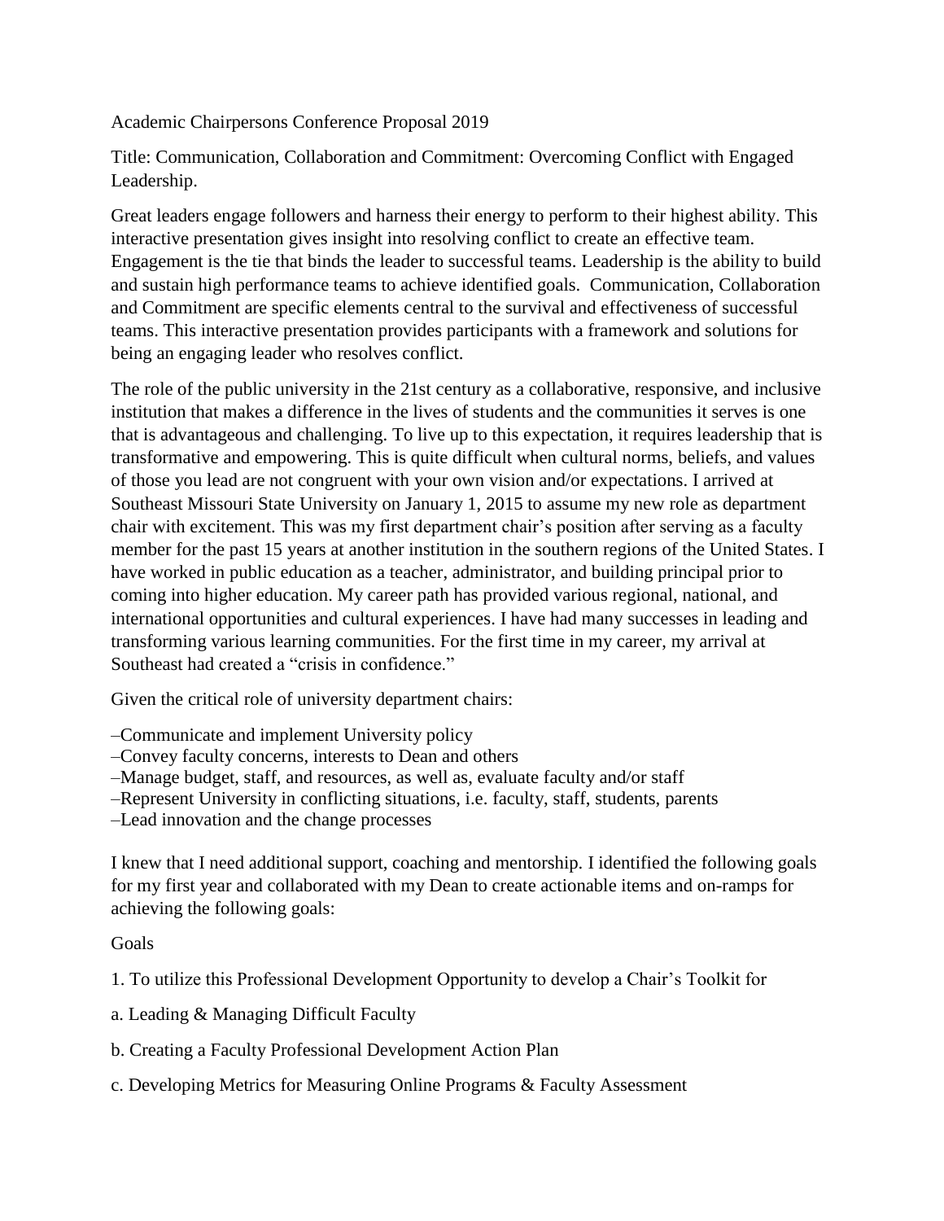Academic Chairpersons Conference Proposal 2019

Title: Communication, Collaboration and Commitment: Overcoming Conflict with Engaged Leadership.

Great leaders engage followers and harness their energy to perform to their highest ability. This interactive presentation gives insight into resolving conflict to create an effective team. Engagement is the tie that binds the leader to successful teams. Leadership is the ability to build and sustain high performance teams to achieve identified goals. Communication, Collaboration and Commitment are specific elements central to the survival and effectiveness of successful teams. This interactive presentation provides participants with a framework and solutions for being an engaging leader who resolves conflict.

The role of the public university in the 21st century as a collaborative, responsive, and inclusive institution that makes a difference in the lives of students and the communities it serves is one that is advantageous and challenging. To live up to this expectation, it requires leadership that is transformative and empowering. This is quite difficult when cultural norms, beliefs, and values of those you lead are not congruent with your own vision and/or expectations. I arrived at Southeast Missouri State University on January 1, 2015 to assume my new role as department chair with excitement. This was my first department chair's position after serving as a faculty member for the past 15 years at another institution in the southern regions of the United States. I have worked in public education as a teacher, administrator, and building principal prior to coming into higher education. My career path has provided various regional, national, and international opportunities and cultural experiences. I have had many successes in leading and transforming various learning communities. For the first time in my career, my arrival at Southeast had created a "crisis in confidence."

Given the critical role of university department chairs:

–Communicate and implement University policy
–Convey faculty concerns, interests to Dean and others
–Manage budget, staff, and resources, as well as, evaluate faculty and/or staff
–Represent University in conflicting situations, i.e. faculty, staff, students, parents
–Lead innovation and the change processes

I knew that I need additional support, coaching and mentorship. I identified the following goals for my first year and collaborated with my Dean to create actionable items and on-ramps for achieving the following goals:

Goals

1. To utilize this Professional Development Opportunity to develop a Chair's Toolkit for

a. Leading & Managing Difficult Faculty

b. Creating a Faculty Professional Development Action Plan

c. Developing Metrics for Measuring Online Programs & Faculty Assessment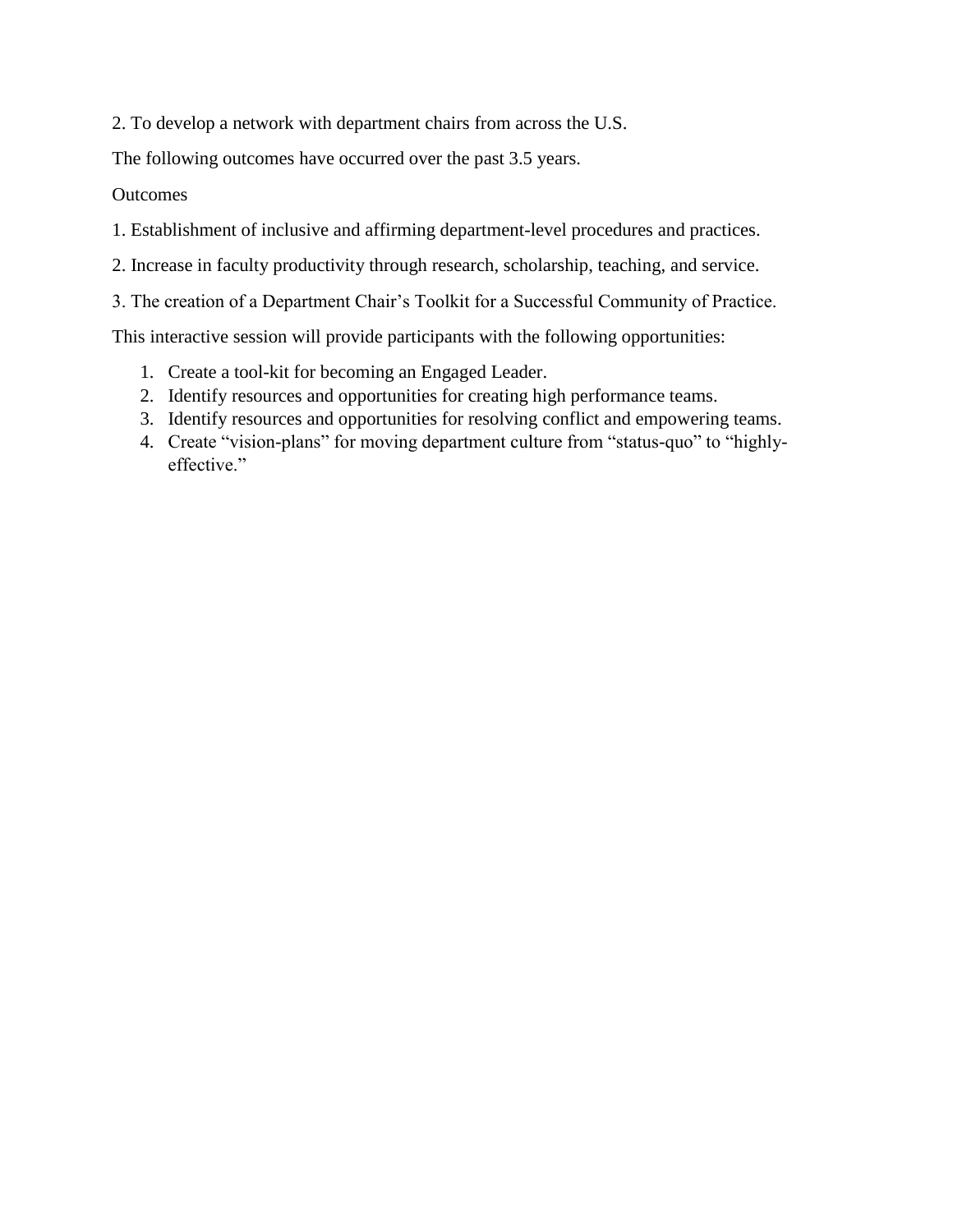2. To develop a network with department chairs from across the U.S.

The following outcomes have occurred over the past 3.5 years.

Outcomes

1. Establishment of inclusive and affirming department-level procedures and practices.

2. Increase in faculty productivity through research, scholarship, teaching, and service.

3. The creation of a Department Chair's Toolkit for a Successful Community of Practice.

This interactive session will provide participants with the following opportunities:

1. Create a tool-kit for becoming an Engaged Leader.
2. Identify resources and opportunities for creating high performance teams.
3. Identify resources and opportunities for resolving conflict and empowering teams.
4. Create "vision-plans" for moving department culture from "status-quo" to "highly-effective."